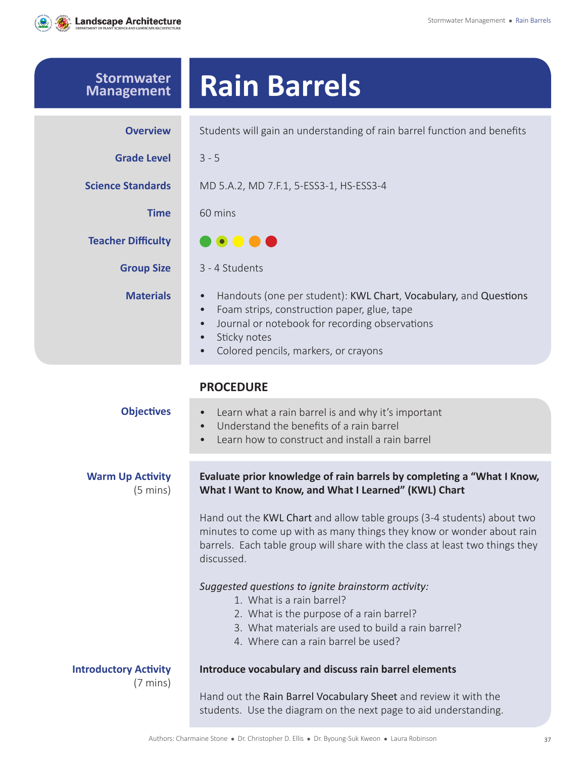# Stormwater Management

# Rain Barrels

| | |
|---|---|
| **Overview** | Students will gain an understanding of rain barrel function and benefits |
| **Grade Level** | 3 - 5 |
| **Science Standards** | MD 5.A.2, MD 7.F.1, 5-ESS3-1, HS-ESS3-4 |
| **Time** | 60 mins |
| **Teacher Difficulty** | ●●●●● |
| **Group Size** | 3 - 4 Students |
| **Materials** | • Handouts (one per student): KWL Chart, Vocabulary, and Questions<br>• Foam strips, construction paper, glue, tape<br>• Journal or notebook for recording observations<br>• Sticky notes<br>• Colored pencils, markers, or crayons |

## PROCEDURE

### Objectives

- Learn what a rain barrel is and why it's important
- Understand the benefits of a rain barrel
- Learn how to construct and install a rain barrel

### Warm Up Activity (5 mins)

**Evaluate prior knowledge of rain barrels by completing a "What I Know, What I Want to Know, and What I Learned" (KWL) Chart**

Hand out the KWL Chart and allow table groups (3-4 students) about two minutes to come up with as many things they know or wonder about rain barrels. Each table group will share with the class at least two things they discussed.

*Suggested questions to ignite brainstorm activity:*

1. What is a rain barrel?
2. What is the purpose of a rain barrel?
3. What materials are used to build a rain barrel?
4. Where can a rain barrel be used?

### Introductory Activity (7 mins)

**Introduce vocabulary and discuss rain barrel elements**

Hand out the Rain Barrel Vocabulary Sheet and review it with the students. Use the diagram on the next page to aid understanding.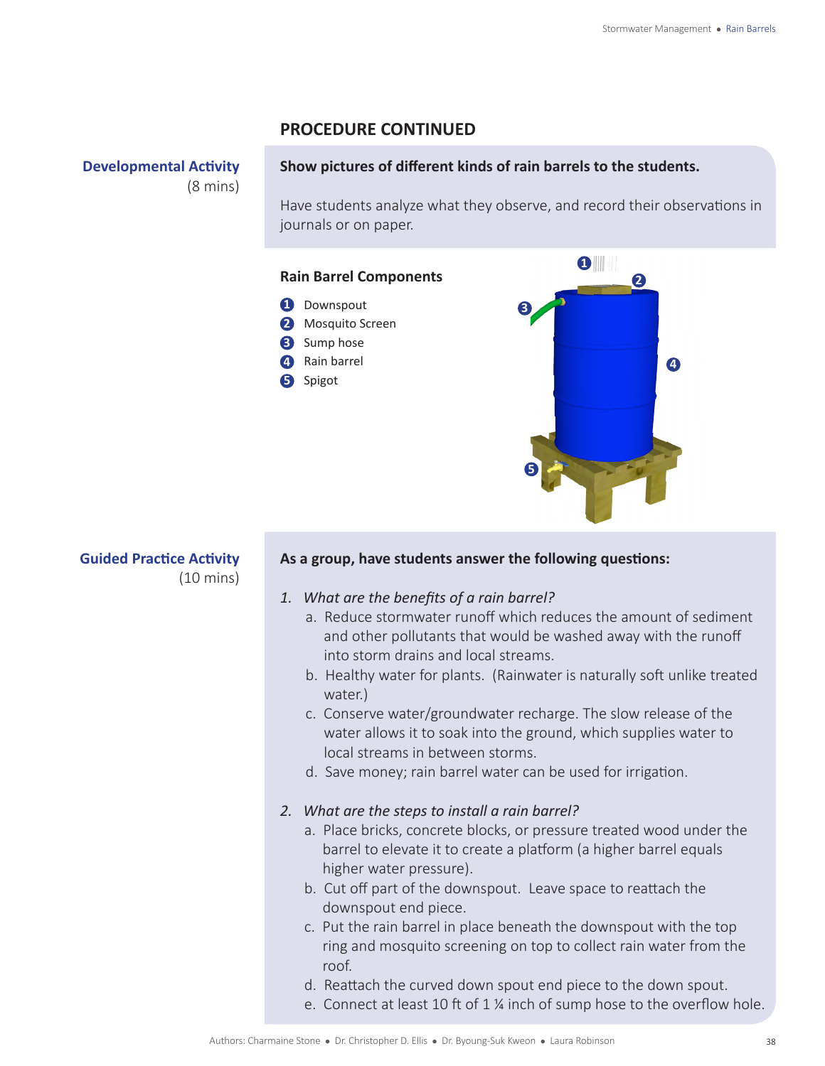## PROCEDURE CONTINUED

**Developmental Activity** (8 mins)

**Show pictures of different kinds of rain barrels to the students.**

Have students analyze what they observe, and record their observations in journals or on paper.

### Rain Barrel Components

1. Downspout
2. Mosquito Screen
3. Sump hose
4. Rain barrel
5. Spigot

**Guided Practice Activity** (10 mins)

**As a group, have students answer the following questions:**

1. *What are the benefits of a rain barrel?*
   a. Reduce stormwater runoff which reduces the amount of sediment and other pollutants that would be washed away with the runoff into storm drains and local streams.
   b. Healthy water for plants. (Rainwater is naturally soft unlike treated water.)
   c. Conserve water/groundwater recharge. The slow release of the water allows it to soak into the ground, which supplies water to local streams in between storms.
   d. Save money; rain barrel water can be used for irrigation.

2. *What are the steps to install a rain barrel?*
   a. Place bricks, concrete blocks, or pressure treated wood under the barrel to elevate it to create a platform (a higher barrel equals higher water pressure).
   b. Cut off part of the downspout. Leave space to reattach the downspout end piece.
   c. Put the rain barrel in place beneath the downspout with the top ring and mosquito screening on top to collect rain water from the roof.
   d. Reattach the curved down spout end piece to the down spout.
   e. Connect at least 10 ft of 1 ¼ inch of sump hose to the overflow hole.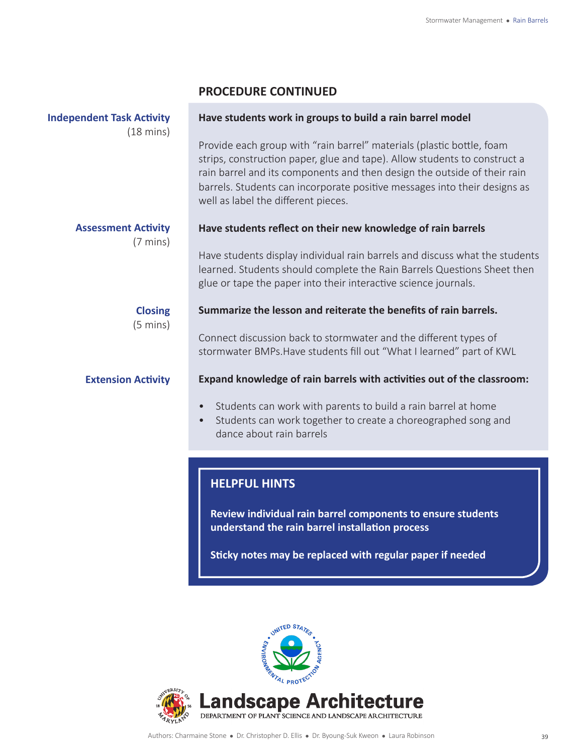## PROCEDURE CONTINUED

**Independent Task Activity** (18 mins)

**Have students work in groups to build a rain barrel model**

Provide each group with “rain barrel” materials (plastic bottle, foam strips, construction paper, glue and tape). Allow students to construct a rain barrel and its components and then design the outside of their rain barrels. Students can incorporate positive messages into their designs as well as label the different pieces.

**Assessment Activity** (7 mins)

**Have students reflect on their new knowledge of rain barrels**

Have students display individual rain barrels and discuss what the students learned. Students should complete the Rain Barrels Questions Sheet then glue or tape the paper into their interactive science journals.

**Closing** (5 mins)

**Summarize the lesson and reiterate the benefits of rain barrels.**

Connect discussion back to stormwater and the different types of stormwater BMPs.Have students fill out “What I learned” part of KWL

**Extension Activity**

**Expand knowledge of rain barrels with activities out of the classroom:**

- Students can work with parents to build a rain barrel at home
- Students can work together to create a choreographed song and dance about rain barrels

### HELPFUL HINTS

**Review individual rain barrel components to ensure students understand the rain barrel installation process**

**Sticky notes may be replaced with regular paper if needed**

Landscape Architecture
DEPARTMENT OF PLANT SCIENCE AND LANDSCAPE ARCHITECTURE

Authors: Charmaine Stone • Dr. Christopher D. Ellis • Dr. Byoung-Suk Kweon • Laura Robinson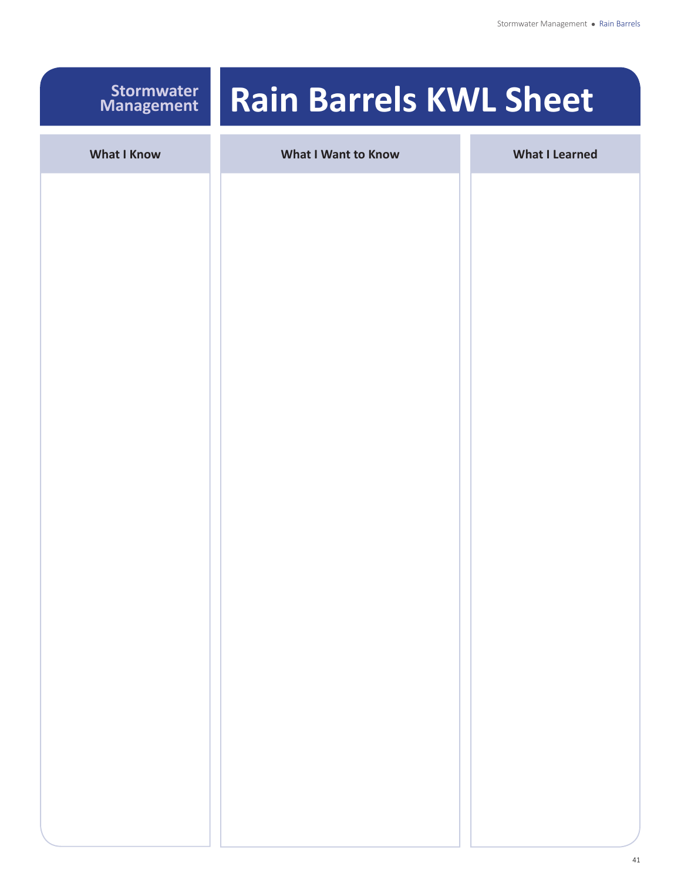**Stormwater Management**

# Rain Barrels KWL Sheet

| What I Know | What I Want to Know | What I Learned |
| --- | --- | --- |
| | | |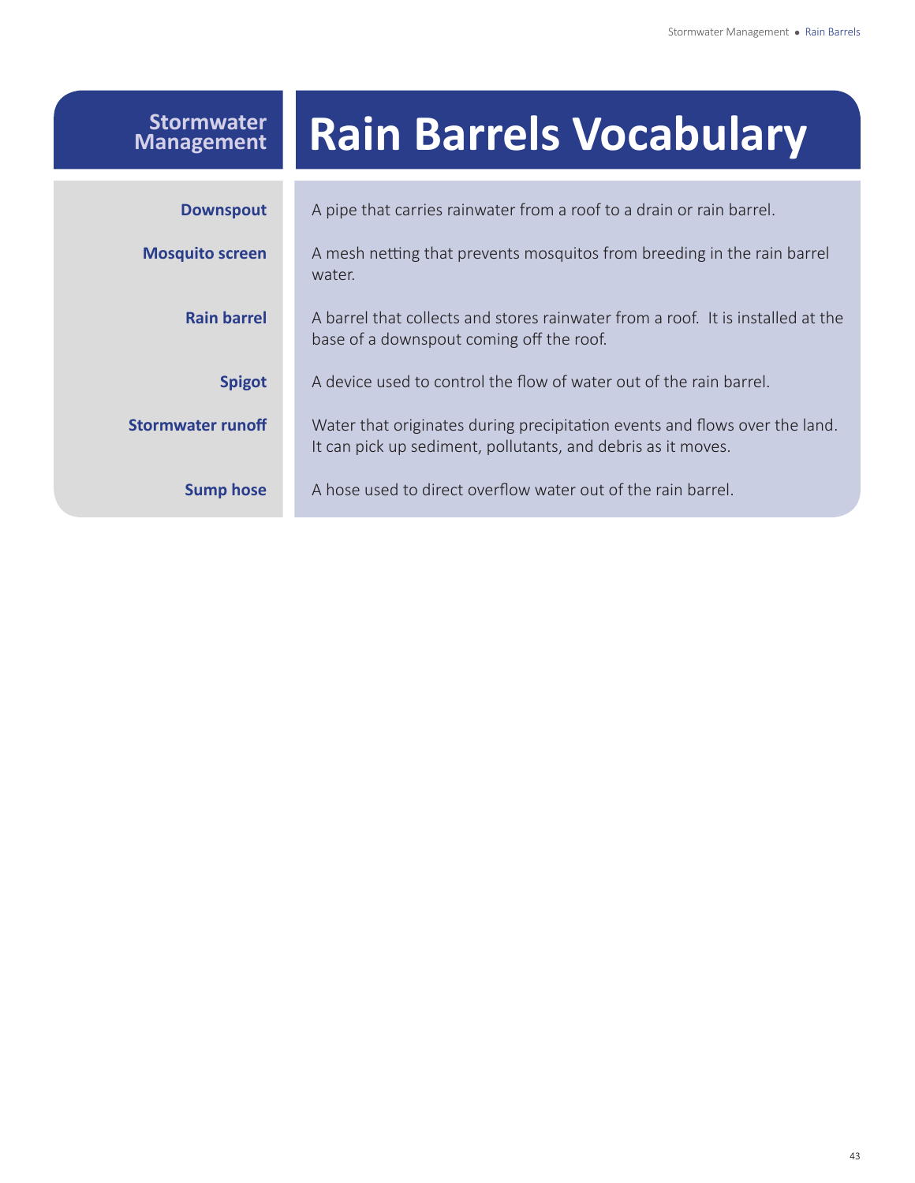Stormwater Management

# Rain Barrels Vocabulary

| Term | Definition |
|---|---|
| **Downspout** | A pipe that carries rainwater from a roof to a drain or rain barrel. |
| **Mosquito screen** | A mesh netting that prevents mosquitos from breeding in the rain barrel water. |
| **Rain barrel** | A barrel that collects and stores rainwater from a roof. It is installed at the base of a downspout coming off the roof. |
| **Spigot** | A device used to control the flow of water out of the rain barrel. |
| **Stormwater runoff** | Water that originates during precipitation events and flows over the land. It can pick up sediment, pollutants, and debris as it moves. |
| **Sump hose** | A hose used to direct overflow water out of the rain barrel. |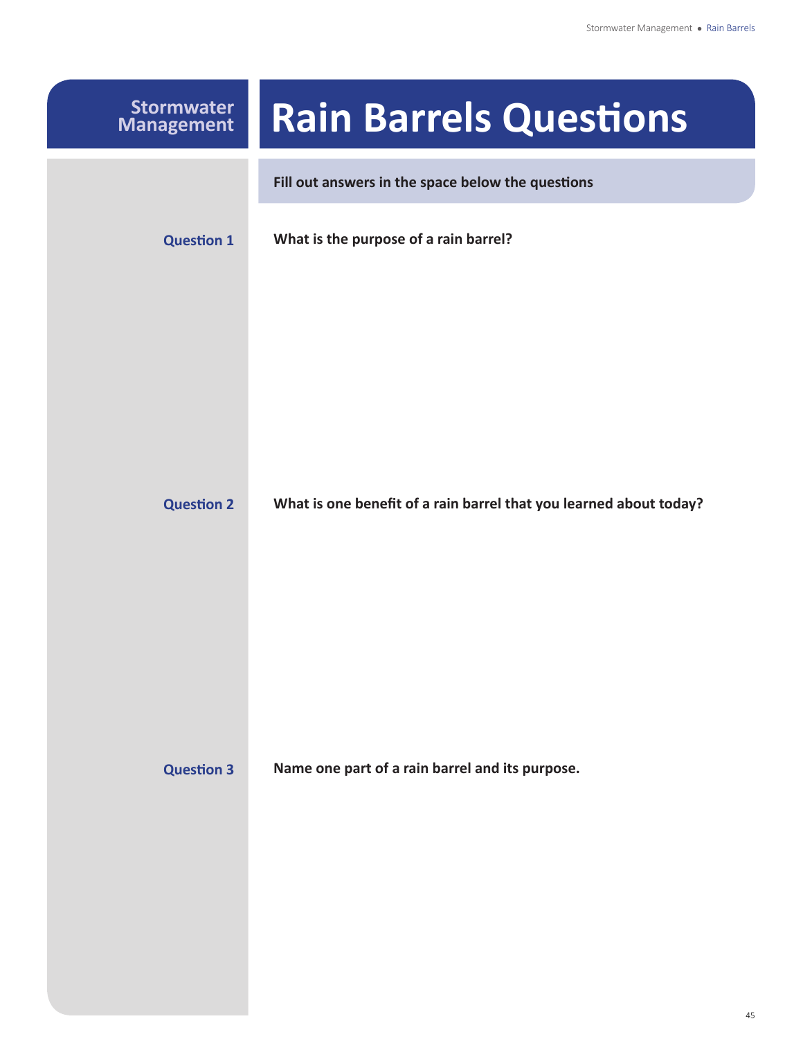**Stormwater Management**

# Rain Barrels Questions

**Fill out answers in the space below the questions**

**Question 1**

**What is the purpose of a rain barrel?**

**Question 2**

**What is one benefit of a rain barrel that you learned about today?**

**Question 3**

**Name one part of a rain barrel and its purpose.**